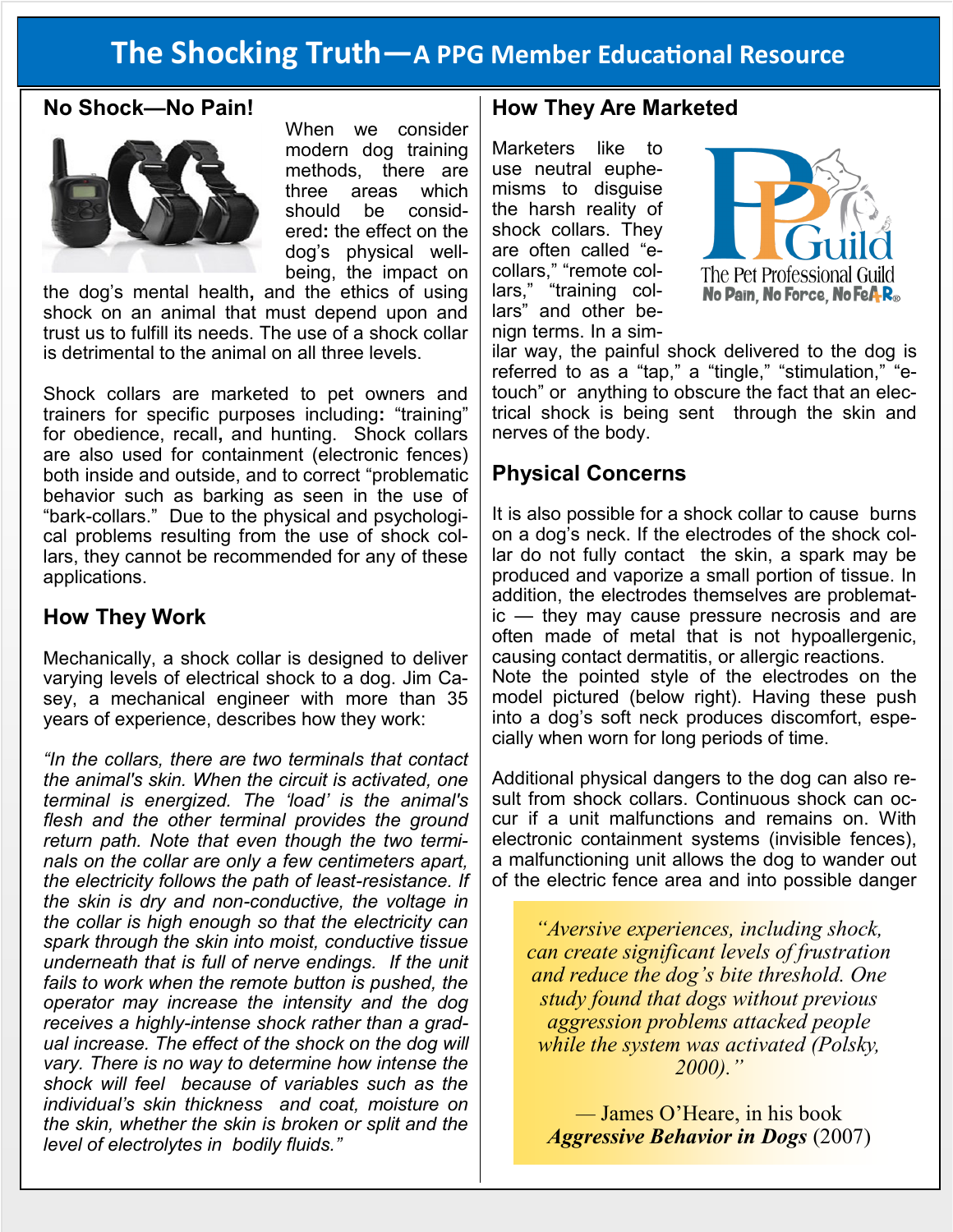# The Shocking Truth—A PPG Member Educational Resource

## No Shock—No Pain!

When we consider modern dog training methods, there are three areas which should be considered: the effect on the dog's physical well-being, the impact on the dog's mental health, and the ethics of using shock on an animal that must depend upon and trust us to fulfill its needs. The use of a shock collar is detrimental to the animal on all three levels.

Shock collars are marketed to pet owners and trainers for specific purposes including: "training" for obedience, recall, and hunting. Shock collars are also used for containment (electronic fences) both inside and outside, and to correct "problematic behavior such as barking as seen in the use of "bark-collars." Due to the physical and psychological problems resulting from the use of shock collars, they cannot be recommended for any of these applications.

## How They Work

Mechanically, a shock collar is designed to deliver varying levels of electrical shock to a dog. Jim Casey, a mechanical engineer with more than 35 years of experience, describes how they work:

*"In the collars, there are two terminals that contact the animal's skin. When the circuit is activated, one terminal is energized. The 'load' is the animal's flesh and the other terminal provides the ground return path. Note that even though the two terminals on the collar are only a few centimeters apart, the electricity follows the path of least-resistance. If the skin is dry and non-conductive, the voltage in the collar is high enough so that the electricity can spark through the skin into moist, conductive tissue underneath that is full of nerve endings. If the unit fails to work when the remote button is pushed, the operator may increase the intensity and the dog receives a highly-intense shock rather than a gradual increase. The effect of the shock on the dog will vary. There is no way to determine how intense the shock will feel because of variables such as the individual's skin thickness and coat, moisture on the skin, whether the skin is broken or split and the level of electrolytes in bodily fluids."*

## How They Are Marketed

Marketers like to use neutral euphemisms to disguise the harsh reality of shock collars. They are often called "e-collars," "remote collars," "training collars" and other benign terms. In a similar way, the painful shock delivered to the dog is referred to as a "tap," a "tingle," "stimulation," "e-touch" or anything to obscure the fact that an electrical shock is being sent through the skin and nerves of the body.

The Pet Professional Guild
No Pain, No Force, No FeAR®

## Physical Concerns

It is also possible for a shock collar to cause burns on a dog's neck. If the electrodes of the shock collar do not fully contact the skin, a spark may be produced and vaporize a small portion of tissue. In addition, the electrodes themselves are problematic — they may cause pressure necrosis and are often made of metal that is not hypoallergenic, causing contact dermatitis, or allergic reactions. Note the pointed style of the electrodes on the model pictured (below right). Having these push into a dog's soft neck produces discomfort, especially when worn for long periods of time.

Additional physical dangers to the dog can also result from shock collars. Continuous shock can occur if a unit malfunctions and remains on. With electronic containment systems (invisible fences), a malfunctioning unit allows the dog to wander out of the electric fence area and into possible danger

> *"Aversive experiences, including shock, can create significant levels of frustration and reduce the dog's bite threshold. One study found that dogs without previous aggression problems attacked people while the system was activated (Polsky, 2000)."*
>
> — James O'Heare, in his book ***Aggressive Behavior in Dogs*** (2007)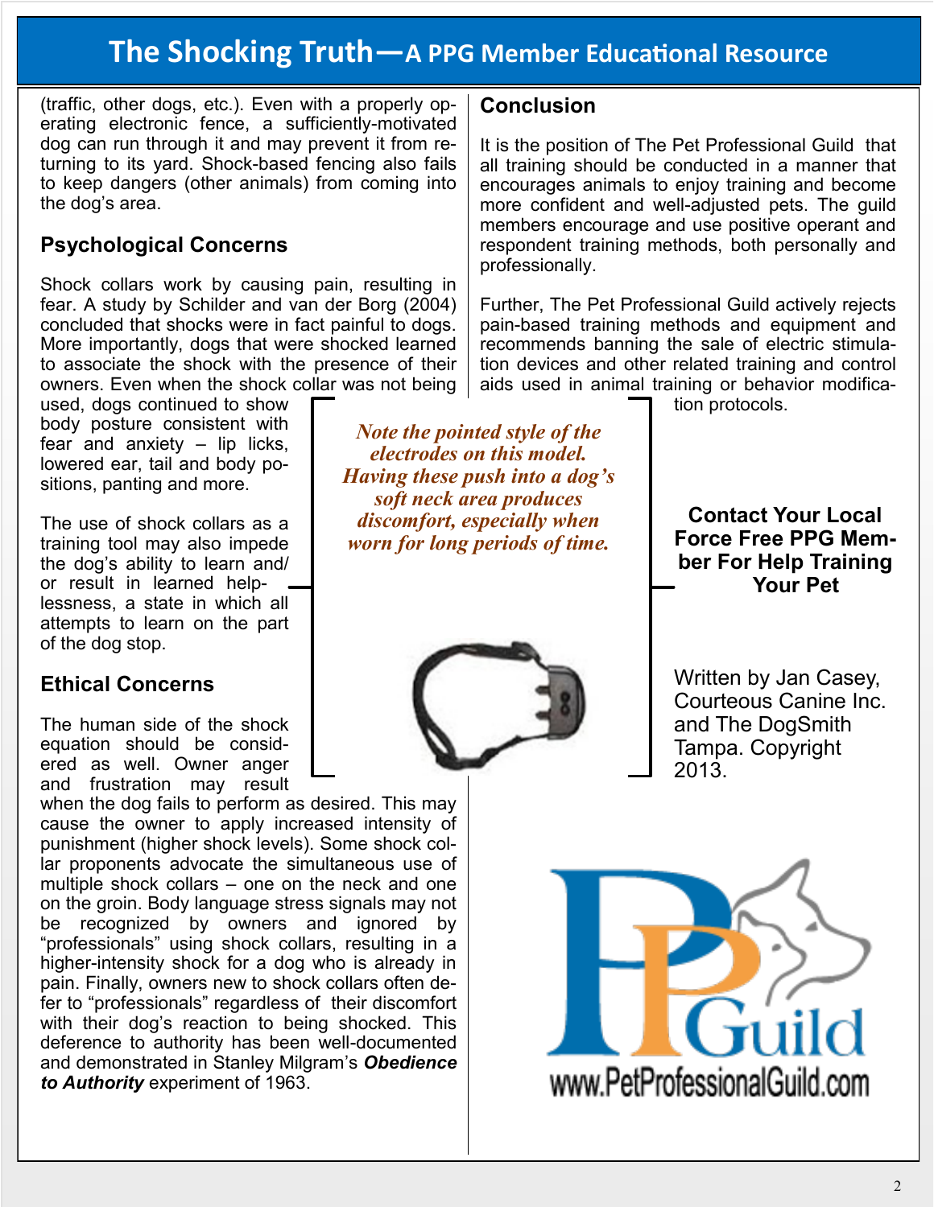(traffic, other dogs, etc.). Even with a properly operating electronic fence, a sufficiently-motivated dog can run through it and may prevent it from returning to its yard. Shock-based fencing also fails to keep dangers (other animals) from coming into the dog's area.

## Psychological Concerns

Shock collars work by causing pain, resulting in fear. A study by Schilder and van der Borg (2004) concluded that shocks were in fact painful to dogs. More importantly, dogs that were shocked learned to associate the shock with the presence of their owners. Even when the shock collar was not being used, dogs continued to show body posture consistent with fear and anxiety – lip licks, lowered ear, tail and body positions, panting and more.

The use of shock collars as a training tool may also impede the dog's ability to learn and/or result in learned helplessness, a state in which all attempts to learn on the part of the dog stop.

## Ethical Concerns

The human side of the shock equation should be considered as well. Owner anger and frustration may result when the dog fails to perform as desired. This may cause the owner to apply increased intensity of punishment (higher shock levels). Some shock collar proponents advocate the simultaneous use of multiple shock collars – one on the neck and one on the groin. Body language stress signals may not be recognized by owners and ignored by "professionals" using shock collars, resulting in a higher-intensity shock for a dog who is already in pain. Finally, owners new to shock collars often defer to "professionals" regardless of their discomfort with their dog's reaction to being shocked. This deference to authority has been well-documented and demonstrated in Stanley Milgram's ***Obedience to Authority*** experiment of 1963.

*Note the pointed style of the electrodes on this model. Having these push into a dog's soft neck area produces discomfort, especially when worn for long periods of time.*

## Conclusion

It is the position of The Pet Professional Guild that all training should be conducted in a manner that encourages animals to enjoy training and become more confident and well-adjusted pets. The guild members encourage and use positive operant and respondent training methods, both personally and professionally.

Further, The Pet Professional Guild actively rejects pain-based training methods and equipment and recommends banning the sale of electric stimulation devices and other related training and control aids used in animal training or behavior modification protocols.

**Contact Your Local Force Free PPG Member For Help Training Your Pet**

Written by Jan Casey, Courteous Canine Inc. and The DogSmith Tampa. Copyright 2013.

PPGuild
www.PetProfessionalGuild.com